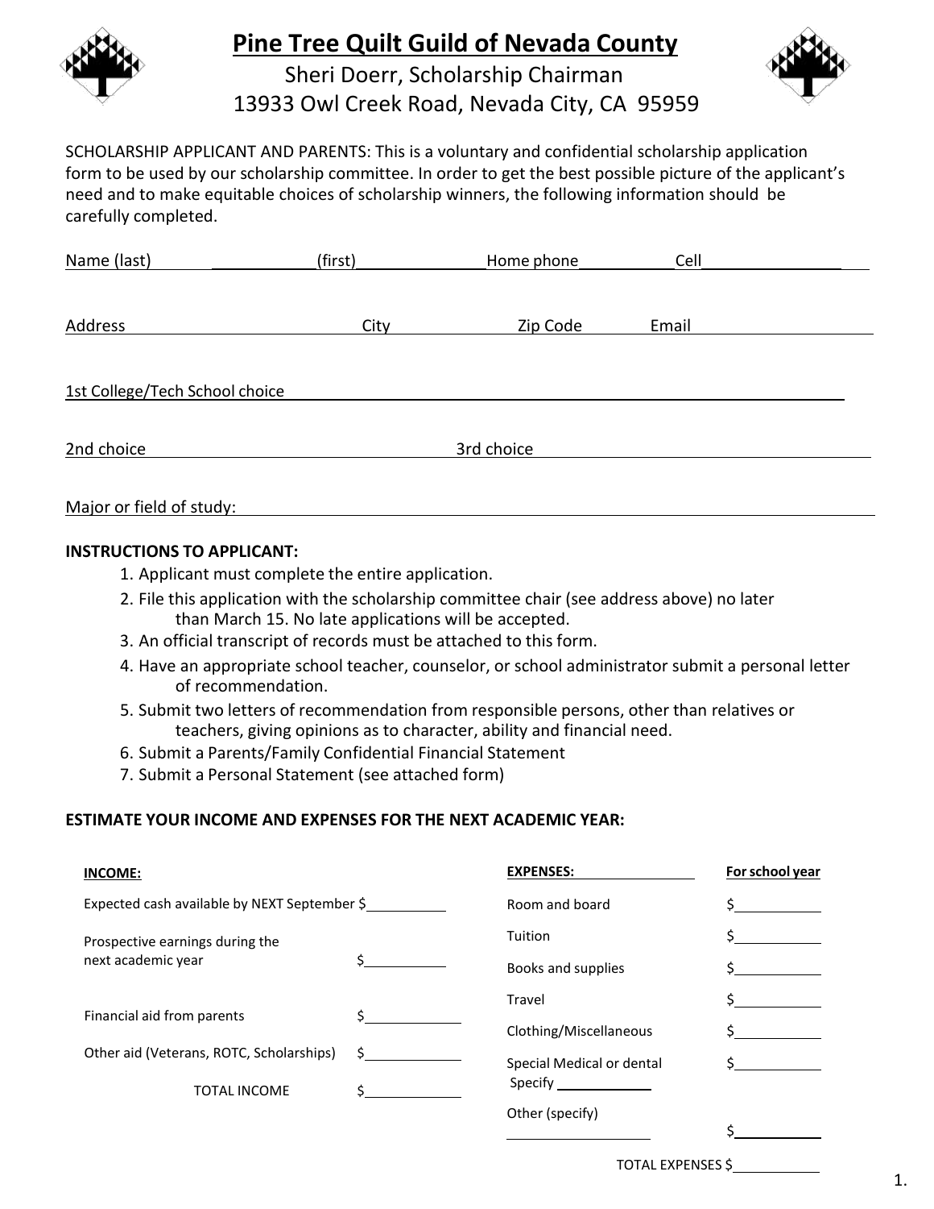# Pine Tree Quilt Guild of Nevada County

Sheri Doerr, Scholarship Chairman
13933 Owl Creek Road, Nevada City, CA 95959

SCHOLARSHIP APPLICANT AND PARENTS: This is a voluntary and confidential scholarship application form to be used by our scholarship committee. In order to get the best possible picture of the applicant's need and to make equitable choices of scholarship winners, the following information should be carefully completed.

Name (last) ____________ (first) ______________ Home phone ___________ Cell ________________

Address ______________________ City ______________ Zip Code ____________ Email ______________________

1st College/Tech School choice ________________________________________________________________

2nd choice ________________________________ 3rd choice ________________________________

Major or field of study: ________________________________________________________________

**INSTRUCTIONS TO APPLICANT:**

1. Applicant must complete the entire application.
2. File this application with the scholarship committee chair (see address above) no later than March 15. No late applications will be accepted.
3. An official transcript of records must be attached to this form.
4. Have an appropriate school teacher, counselor, or school administrator submit a personal letter of recommendation.
5. Submit two letters of recommendation from responsible persons, other than relatives or teachers, giving opinions as to character, ability and financial need.
6. Submit a Parents/Family Confidential Financial Statement
7. Submit a Personal Statement (see attached form)

**ESTIMATE YOUR INCOME AND EXPENSES FOR THE NEXT ACADEMIC YEAR:**

| **INCOME:** | | **EXPENSES:** | **For school year** |
|---|---|---|---|
| Expected cash available by NEXT September | $__________ | Room and board | $__________ |
| Prospective earnings during the next academic year | $__________ | Tuition | $__________ |
| | | Books and supplies | $__________ |
| Financial aid from parents | $__________ | Travel | $__________ |
| | | Clothing/Miscellaneous | $__________ |
| Other aid (Veterans, ROTC, Scholarships) | $__________ | Special Medical or dental Specify __________ | $__________ |
| TOTAL INCOME | $__________ | Other (specify) __________ | $__________ |
| | | TOTAL EXPENSES | $__________ |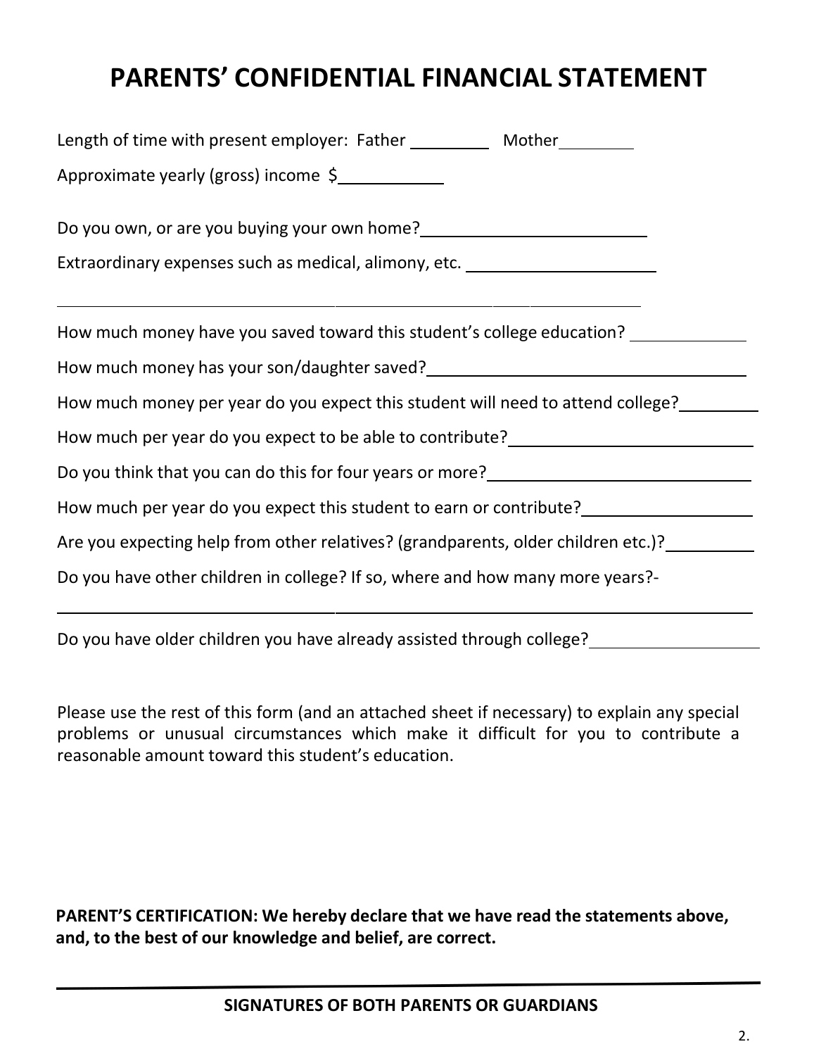# PARENTS' CONFIDENTIAL FINANCIAL STATEMENT

Length of time with present employer: Father __________ Mother __________

Approximate yearly (gross) income $____________

Do you own, or are you buying your own home? ________________________

Extraordinary expenses such as medical, alimony, etc. ____________________

______________________________________________________

How much money have you saved toward this student's college education? ____________

How much money has your son/daughter saved? ________________________________

How much money per year do you expect this student will need to attend college? ________

How much per year do you expect to be able to contribute? ________________________

Do you think that you can do this for four years or more? __________________________

How much per year do you expect this student to earn or contribute? ________________

Are you expecting help from other relatives? (grandparents, older children etc.)? ________

Do you have other children in college? If so, where and how many more years?-

______________________________________________________________

Do you have older children you have already assisted through college? ________________

Please use the rest of this form (and an attached sheet if necessary) to explain any special problems or unusual circumstances which make it difficult for you to contribute a reasonable amount toward this student's education.

**PARENT'S CERTIFICATION: We hereby declare that we have read the statements above, and, to the best of our knowledge and belief, are correct.**

______________________________________________________________

**SIGNATURES OF BOTH PARENTS OR GUARDIANS**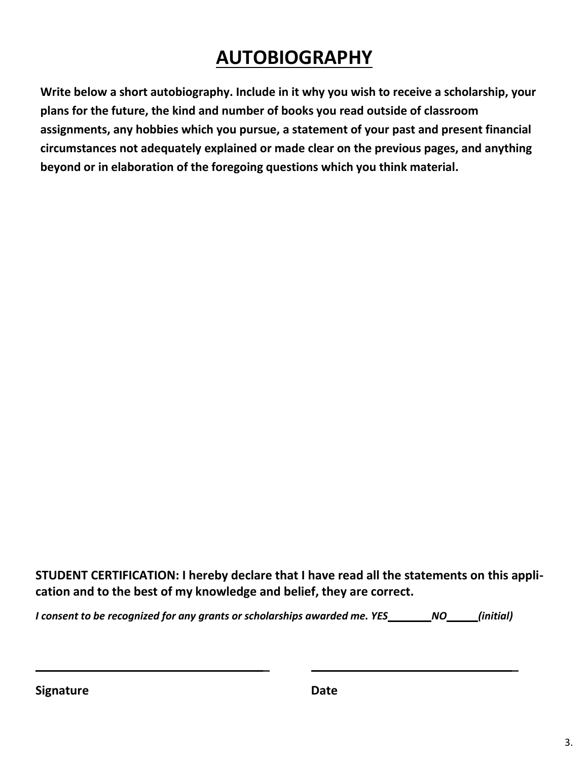# AUTOBIOGRAPHY

**Write below a short autobiography. Include in it why you wish to receive a scholarship, your plans for the future, the kind and number of books you read outside of classroom assignments, any hobbies which you pursue, a statement of your past and present financial circumstances not adequately explained or made clear on the previous pages, and anything beyond or in elaboration of the foregoing questions which you think material.**

**STUDENT CERTIFICATION: I hereby declare that I have read all the statements on this application and to the best of my knowledge and belief, they are correct.**

***I consent to be recognized for any grants or scholarships awarded me. YES________ NO______ (initial)***

______________________________________ ______________________________________

**Signature** **Date**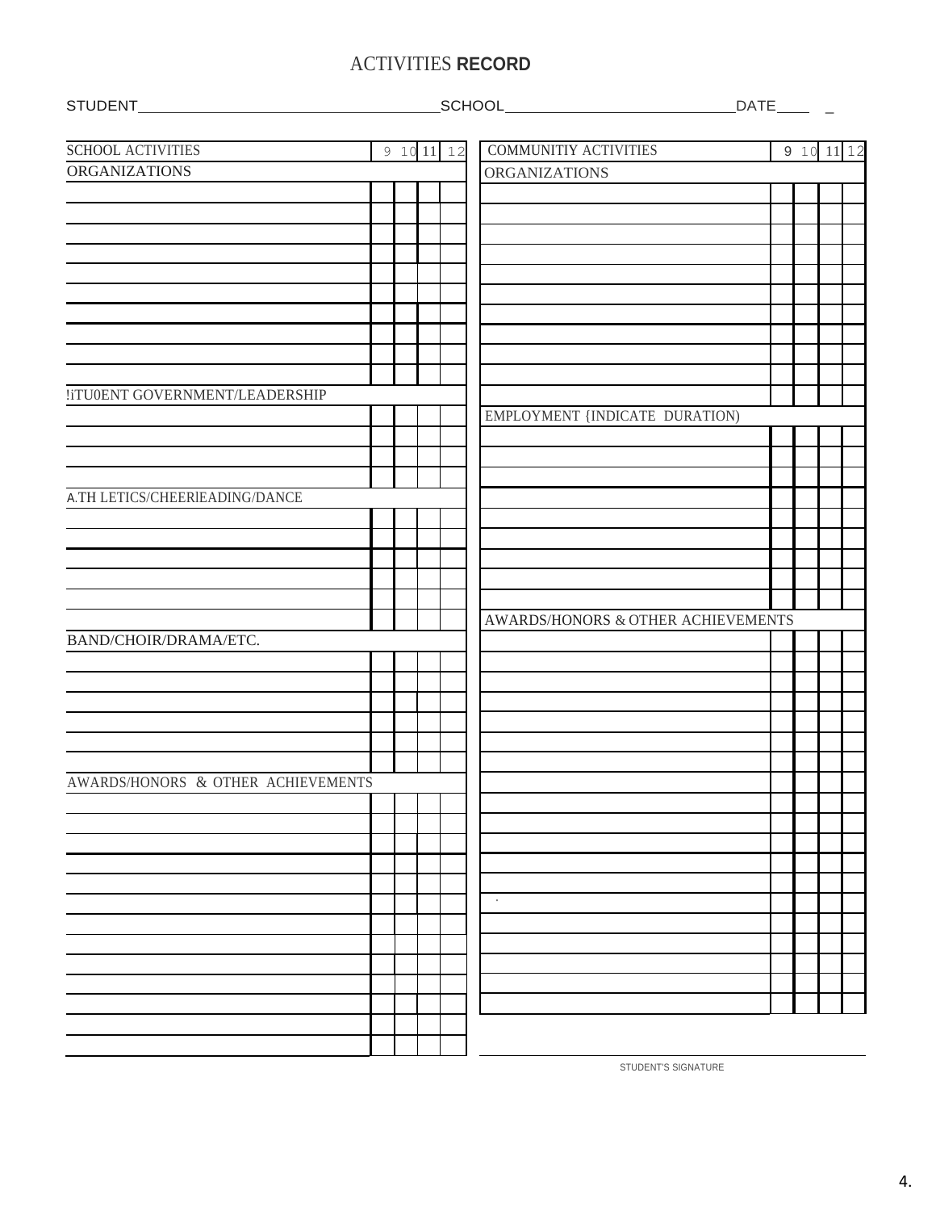# ACTIVITIES **RECORD**

STUDENT\_\_\_\_\_\_\_\_\_\_\_\_\_\_\_\_\_\_\_\_\_\_\_\_\_\_\_\_\_\_SCHOOL\_\_\_\_\_\_\_\_\_\_\_\_\_\_\_\_\_\_\_\_\_\_\_\_DATE\_\_\_\_ \_

| SCHOOL ACTIVITIES | 9 | 10 | 11 | 12 |
|---|---|---|---|---|
| ORGANIZATIONS | | | | |
| | | | | |
| | | | | |
| | | | | |
| | | | | |
| | | | | |
| | | | | |
| | | | | |
| | | | | |
| | | | | |
| | | | | |
| !iTU0ENT GOVERNMENT/LEADERSHIP | | | | |
| | | | | |
| | | | | |
| | | | | |
| | | | | |
| A.TH LETICS/CHEERlEADING/DANCE | | | | |
| | | | | |
| | | | | |
| | | | | |
| | | | | |
| | | | | |
| | | | | |
| BAND/CHOIR/DRAMA/ETC. | | | | |
| | | | | |
| | | | | |
| | | | | |
| | 9 | 10 | 11 | 12 |
| | | | | |
| | | | | |
| AWARDS/HONORS & OTHER ACHIEVEMENTS | | | | |
| | | | | |
| | | | | |
| | | | | |
| | | | | |
| | | | | |
| | | | | |
| | | | | |
| | | | | |
| | | | | |
| | | | | |
| | | | | |
| | | | | |
| | | | | |

| COMMUNITIY ACTIVITIES | 9 | 10 | 11 | 12 |
|---|---|---|---|---|
| ORGANIZATIONS | | | | |
| | | | | |
| | | | | |
| | | | | |
| | | | | |
| | | | | |
| | | | | |
| | | | | |
| | | | | |
| | | | | |
| | | | | |
| | | | | |
| EMPLOYMENT {INDICATE DURATION) | | | | |
| | | | | |
| | | | | |
| | | | | |
| | | | | |
| | | | | |
| | | | | |
| | | | | |
| | | | | |
| AWARDS/HONORS & OTHER ACHIEVEMENTS | | | | |
| | | | | |
| | | | | |
| | | | | |
| | | | | |
| | | | | |
| | | | | |
| | | | | |
| | | | | |
| | | | | |
| | | | | |
| | | | | |
| | | | | |
| | | | | |
| | | | | |
| | | | | |
| | | | | |
| | | | | |
| | | | | |

\_\_\_\_\_\_\_\_\_\_\_\_\_\_\_\_\_\_\_\_\_\_\_\_\_\_\_\_\_\_

STUDENT'S SIGNATURE